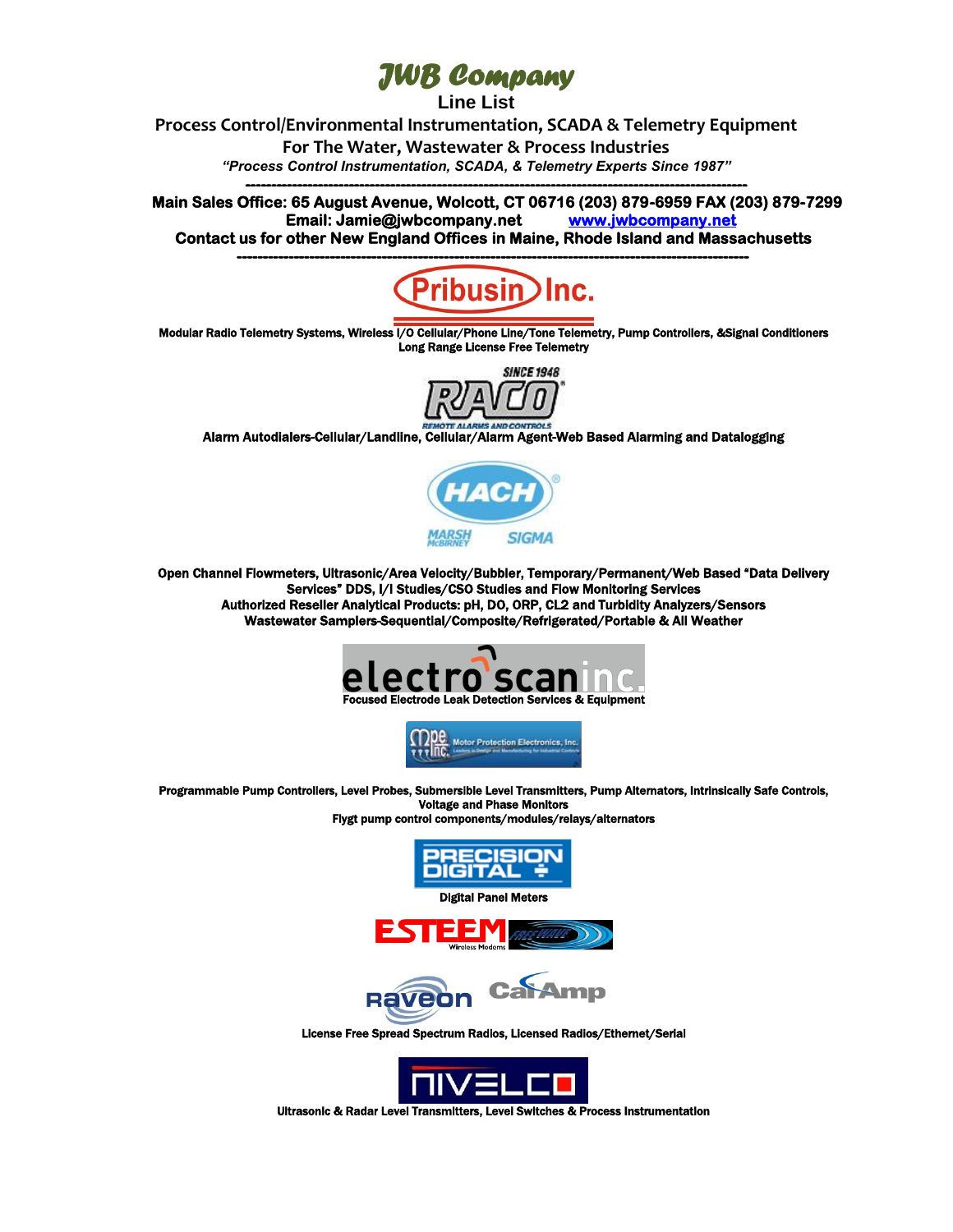# JWB Company

## Line List

### Process Control/Environmental Instrumentation, SCADA & Telemetry Equipment For The Water, Wastewater & Process Industries

*"Process Control Instrumentation, SCADA, & Telemetry Experts Since 1987"*

---

**Main Sales Office: 65 August Avenue, Wolcott, CT 06716 (203) 879-6959 FAX (203) 879-7299**
**Email: Jamie@jwbcompany.net** www.jwbcompany.net
**Contact us for other New England Offices in Maine, Rhode Island and Massachusetts**

---

**Pribusin Inc.**

**Modular Radio Telemetry Systems, Wireless I/O Cellular/Phone Line/Tone Telemetry, Pump Controllers, &Signal Conditioners**
**Long Range License Free Telemetry**

**RACO** — SINCE 1948 — REMOTE ALARMS AND CONTROLS

**Alarm Autodialers-Cellular/Landline, Cellular/Alarm Agent-Web Based Alarming and Datalogging**

**HACH** — MARSH McBIRNEY — SIGMA

**Open Channel Flowmeters, Ultrasonic/Area Velocity/Bubbler, Temporary/Permanent/Web Based "Data Delivery Services" DDS, I/I Studies/CSO Studies and Flow Monitoring Services**
**Authorized Reseller Analytical Products: pH, DO, ORP, CL2 and Turbidity Analyzers/Sensors**
**Wastewater Samplers-Sequential/Composite/Refrigerated/Portable & All Weather**

**electro scan inc.**

**Focused Electrode Leak Detection Services & Equipment**

**mpe inc.** — Motor Protection Electronics, Inc.

**Programmable Pump Controllers, Level Probes, Submersible Level Transmitters, Pump Alternators, Intrinsically Safe Controls, Voltage and Phase Monitors**
**Flygt pump control components/modules/relays/alternators**

**PRECISION DIGITAL**

**Digital Panel Meters**

**ESTEEM** Wireless Modems

**Raveon** **CalAmp**

**License Free Spread Spectrum Radios, Licensed Radios/Ethernet/Serial**

**NIVELCO**

**Ultrasonic & Radar Level Transmitters, Level Switches & Process Instrumentation**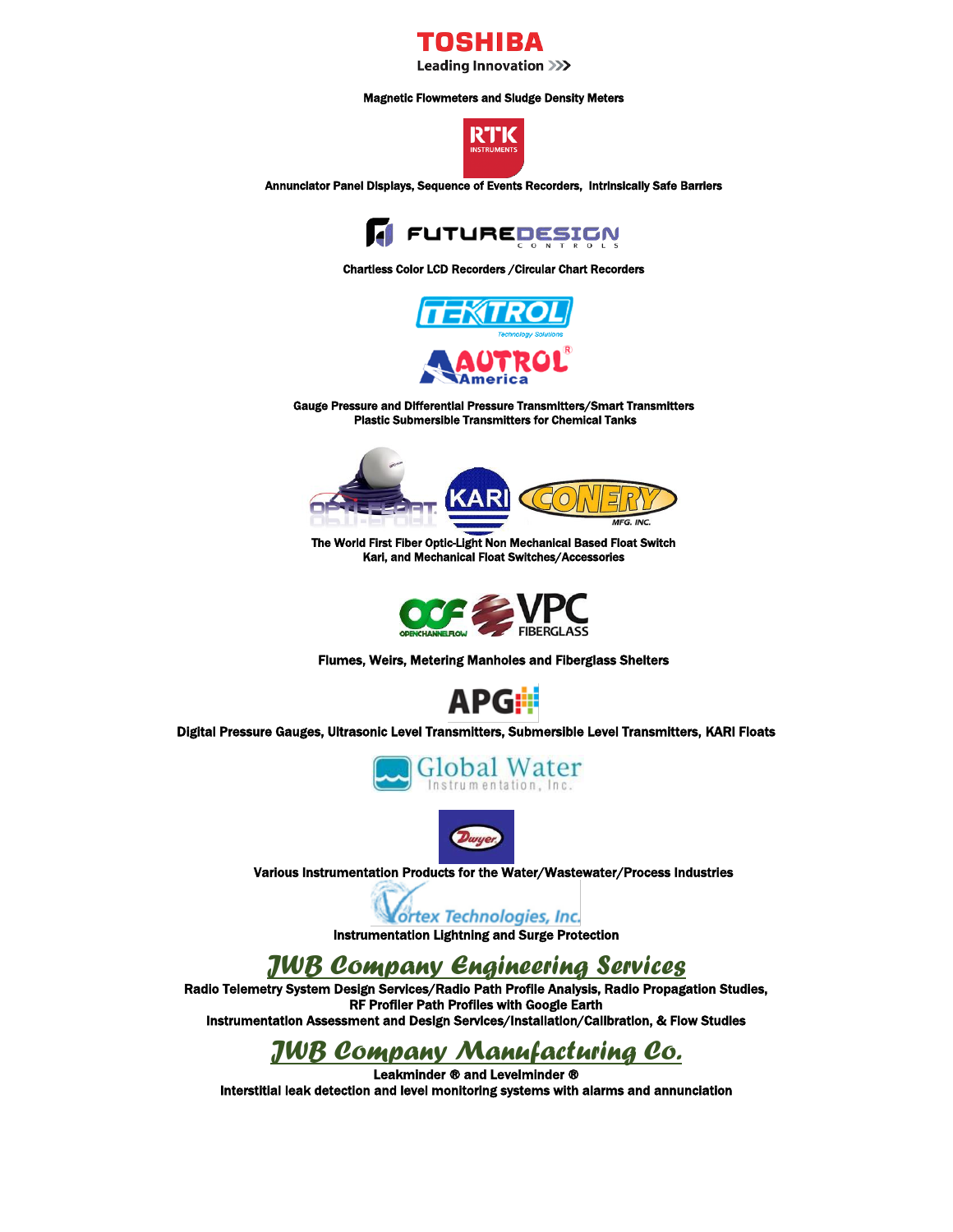TOSHIBA

Leading Innovation

**Magnetic Flowmeters and Sludge Density Meters**

RTK INSTRUMENTS

**Annunciator Panel Displays, Sequence of Events Recorders, Intrinsically Safe Barriers**

FUTUREDESIGN CONTROLS

**Chartless Color LCD Recorders /Circular Chart Recorders**

TEKTROL Technology Solutions

AUTROL America

**Gauge Pressure and Differential Pressure Transmitters/Smart Transmitters**
**Plastic Submersible Transmitters for Chemical Tanks**

OPTI-FLOAT KARI CONERY MFG. INC.

**The World First Fiber Optic-Light Non Mechanical Based Float Switch**
**Kari, and Mechanical Float Switches/Accessories**

OPENCHANNELFLOW VPC FIBERGLASS

**Flumes, Weirs, Metering Manholes and Fiberglass Shelters**

APG

**Digital Pressure Gauges, Ultrasonic Level Transmitters, Submersible Level Transmitters, KARI Floats**

Global Water Instrumentation, Inc.

Dwyer

**Various Instrumentation Products for the Water/Wastewater/Process Industries**

Vortex Technologies, Inc.

**Instrumentation Lightning and Surge Protection**

## *JWB Company Engineering Services*

**Radio Telemetry System Design Services/Radio Path Profile Analysis, Radio Propagation Studies,**
**RF Profiler Path Profiles with Google Earth**
**Instrumentation Assessment and Design Services/Installation/Calibration, & Flow Studies**

## *JWB Company Manufacturing Co.*

**Leakminder ® and Levelminder ®**
**Interstitial leak detection and level monitoring systems with alarms and annunciation**